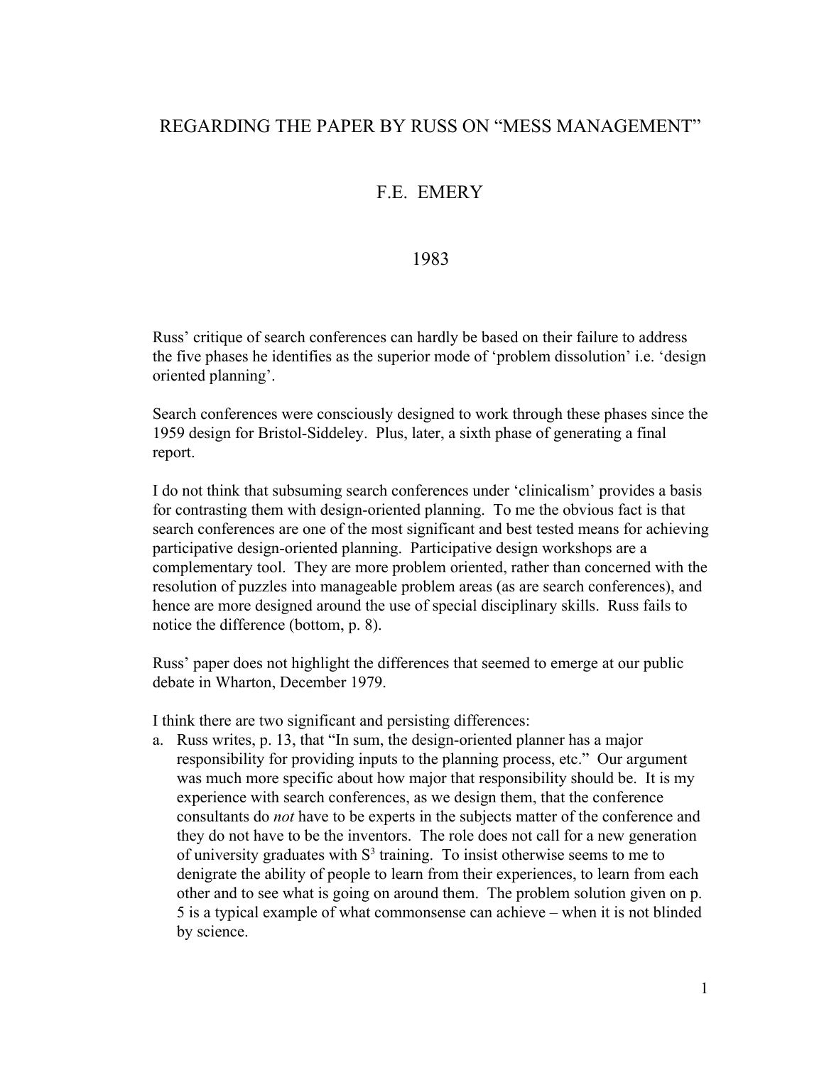# REGARDING THE PAPER BY RUSS ON "MESS MANAGEMENT"

## F.E. EMERY

## 1983

Russ' critique of search conferences can hardly be based on their failure to address the five phases he identifies as the superior mode of 'problem dissolution' i.e. 'design oriented planning'.

Search conferences were consciously designed to work through these phases since the 1959 design for Bristol-Siddeley. Plus, later, a sixth phase of generating a final report.

I do not think that subsuming search conferences under 'clinicalism' provides a basis for contrasting them with design-oriented planning. To me the obvious fact is that search conferences are one of the most significant and best tested means for achieving participative design-oriented planning. Participative design workshops are a complementary tool. They are more problem oriented, rather than concerned with the resolution of puzzles into manageable problem areas (as are search conferences), and hence are more designed around the use of special disciplinary skills. Russ fails to notice the difference (bottom, p. 8).

Russ' paper does not highlight the differences that seemed to emerge at our public debate in Wharton, December 1979.

I think there are two significant and persisting differences:

a. Russ writes, p. 13, that "In sum, the design-oriented planner has a major responsibility for providing inputs to the planning process, etc." Our argument was much more specific about how major that responsibility should be. It is my experience with search conferences, as we design them, that the conference consultants do *not* have to be experts in the subjects matter of the conference and they do not have to be the inventors. The role does not call for a new generation of university graduates with $S^3$ training. To insist otherwise seems to me to denigrate the ability of people to learn from their experiences, to learn from each other and to see what is going on around them. The problem solution given on p. 5 is a typical example of what commonsense can achieve – when it is not blinded by science.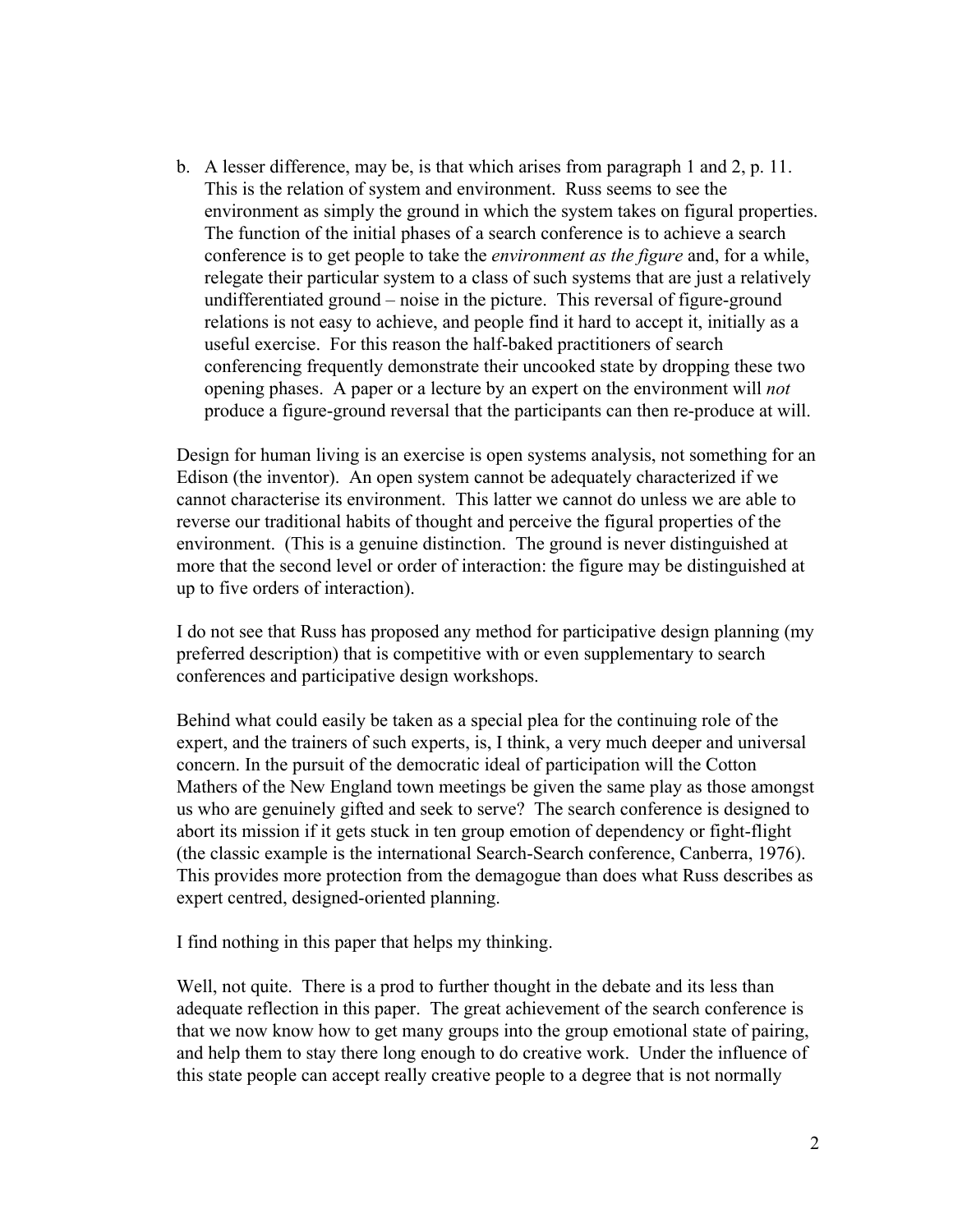b. A lesser difference, may be, is that which arises from paragraph 1 and 2, p. 11. This is the relation of system and environment. Russ seems to see the environment as simply the ground in which the system takes on figural properties. The function of the initial phases of a search conference is to achieve a search conference is to get people to take the *environment as the figure* and, for a while, relegate their particular system to a class of such systems that are just a relatively undifferentiated ground – noise in the picture. This reversal of figure-ground relations is not easy to achieve, and people find it hard to accept it, initially as a useful exercise. For this reason the half-baked practitioners of search conferencing frequently demonstrate their uncooked state by dropping these two opening phases. A paper or a lecture by an expert on the environment will *not* produce a figure-ground reversal that the participants can then re-produce at will.

Design for human living is an exercise is open systems analysis, not something for an Edison (the inventor). An open system cannot be adequately characterized if we cannot characterise its environment. This latter we cannot do unless we are able to reverse our traditional habits of thought and perceive the figural properties of the environment. (This is a genuine distinction. The ground is never distinguished at more that the second level or order of interaction: the figure may be distinguished at up to five orders of interaction).

I do not see that Russ has proposed any method for participative design planning (my preferred description) that is competitive with or even supplementary to search conferences and participative design workshops.

Behind what could easily be taken as a special plea for the continuing role of the expert, and the trainers of such experts, is, I think, a very much deeper and universal concern. In the pursuit of the democratic ideal of participation will the Cotton Mathers of the New England town meetings be given the same play as those amongst us who are genuinely gifted and seek to serve? The search conference is designed to abort its mission if it gets stuck in ten group emotion of dependency or fight-flight (the classic example is the international Search-Search conference, Canberra, 1976). This provides more protection from the demagogue than does what Russ describes as expert centred, designed-oriented planning.

I find nothing in this paper that helps my thinking.

Well, not quite. There is a prod to further thought in the debate and its less than adequate reflection in this paper. The great achievement of the search conference is that we now know how to get many groups into the group emotional state of pairing, and help them to stay there long enough to do creative work. Under the influence of this state people can accept really creative people to a degree that is not normally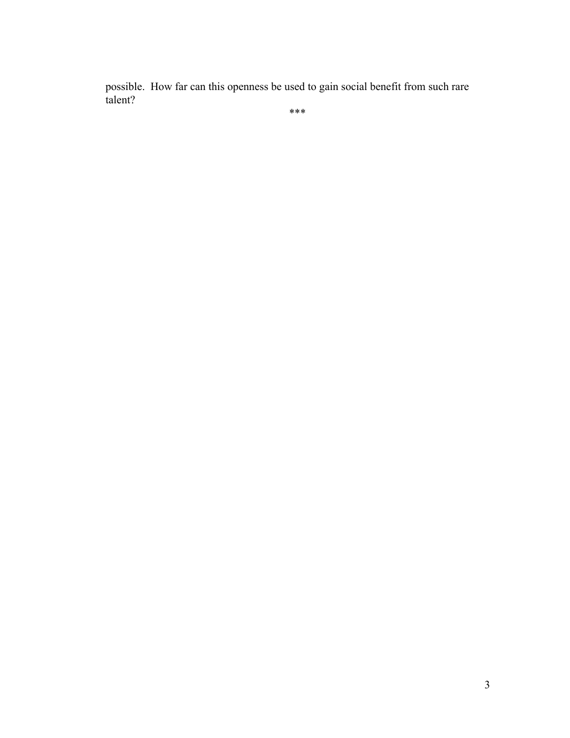possible. How far can this openness be used to gain social benefit from such rare talent?

***